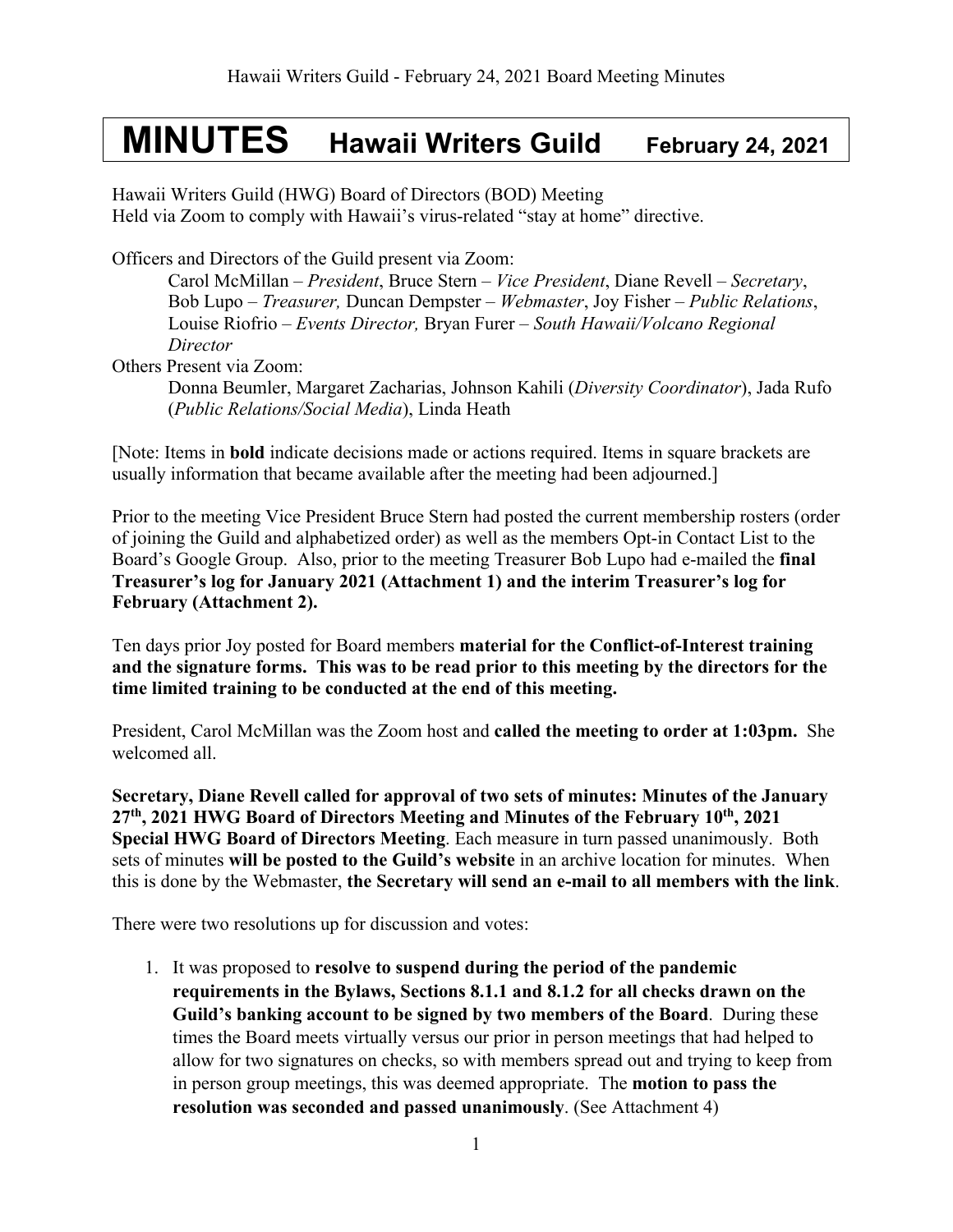# MINUTES Hawaii Writers Guild February 24, 2021

Hawaii Writers Guild (HWG) Board of Directors (BOD) Meeting
Held via Zoom to comply with Hawaii's virus-related "stay at home" directive.

Officers and Directors of the Guild present via Zoom:

Carol McMillan – *President*, Bruce Stern – *Vice President*, Diane Revell – *Secretary*, Bob Lupo – *Treasurer,* Duncan Dempster – *Webmaster*, Joy Fisher – *Public Relations*, Louise Riofrio – *Events Director,* Bryan Furer – *South Hawaii/Volcano Regional Director*

Others Present via Zoom:

Donna Beumler, Margaret Zacharias, Johnson Kahili (*Diversity Coordinator*), Jada Rufo (*Public Relations/Social Media*), Linda Heath

[Note: Items in **bold** indicate decisions made or actions required. Items in square brackets are usually information that became available after the meeting had been adjourned.]

Prior to the meeting Vice President Bruce Stern had posted the current membership rosters (order of joining the Guild and alphabetized order) as well as the members Opt-in Contact List to the Board's Google Group. Also, prior to the meeting Treasurer Bob Lupo had e-mailed the **final Treasurer's log for January 2021 (Attachment 1) and the interim Treasurer's log for February (Attachment 2).**

Ten days prior Joy posted for Board members **material for the Conflict-of-Interest training and the signature forms. This was to be read prior to this meeting by the directors for the time limited training to be conducted at the end of this meeting.**

President, Carol McMillan was the Zoom host and **called the meeting to order at 1:03pm.** She welcomed all.

**Secretary, Diane Revell called for approval of two sets of minutes: Minutes of the January 27th, 2021 HWG Board of Directors Meeting and Minutes of the February 10th, 2021 Special HWG Board of Directors Meeting**. Each measure in turn passed unanimously. Both sets of minutes **will be posted to the Guild's website** in an archive location for minutes. When this is done by the Webmaster, **the Secretary will send an e-mail to all members with the link**.

There were two resolutions up for discussion and votes:

1. It was proposed to **resolve to suspend during the period of the pandemic requirements in the Bylaws, Sections 8.1.1 and 8.1.2 for all checks drawn on the Guild's banking account to be signed by two members of the Board**. During these times the Board meets virtually versus our prior in person meetings that had helped to allow for two signatures on checks, so with members spread out and trying to keep from in person group meetings, this was deemed appropriate. The **motion to pass the resolution was seconded and passed unanimously**. (See Attachment 4)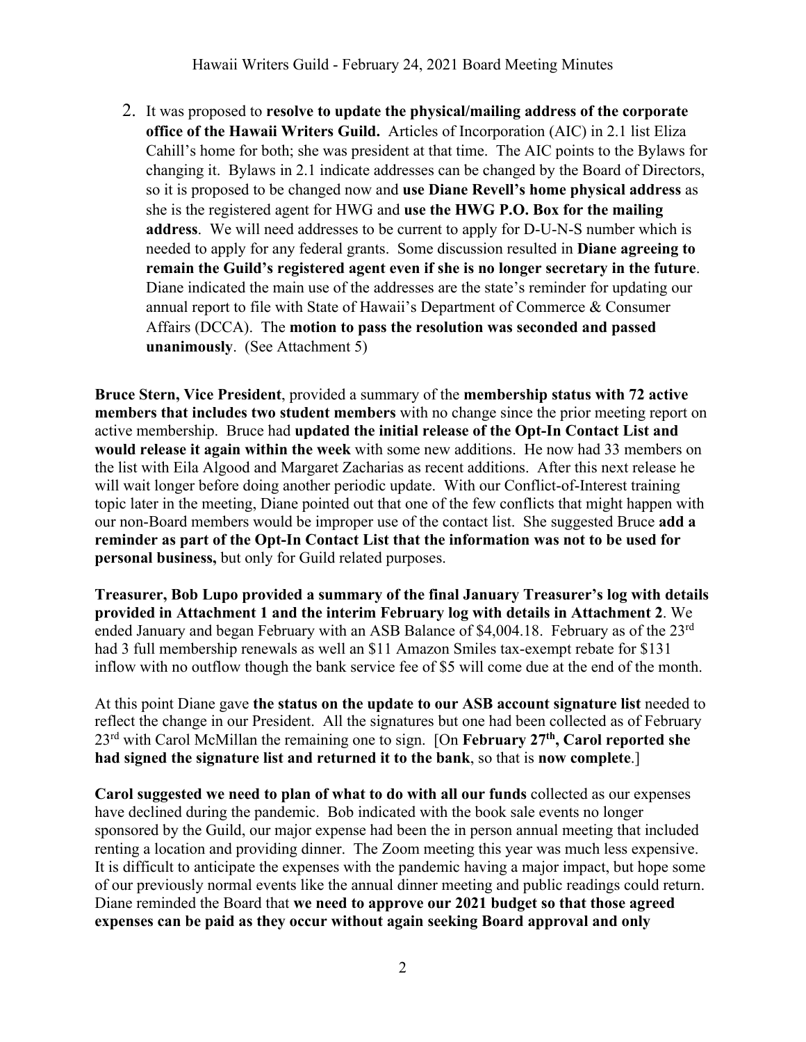2. It was proposed to **resolve to update the physical/mailing address of the corporate office of the Hawaii Writers Guild.** Articles of Incorporation (AIC) in 2.1 list Eliza Cahill's home for both; she was president at that time. The AIC points to the Bylaws for changing it. Bylaws in 2.1 indicate addresses can be changed by the Board of Directors, so it is proposed to be changed now and **use Diane Revell's home physical address** as she is the registered agent for HWG and **use the HWG P.O. Box for the mailing address**. We will need addresses to be current to apply for D-U-N-S number which is needed to apply for any federal grants. Some discussion resulted in **Diane agreeing to remain the Guild's registered agent even if she is no longer secretary in the future**. Diane indicated the main use of the addresses are the state's reminder for updating our annual report to file with State of Hawaii's Department of Commerce & Consumer Affairs (DCCA). The **motion to pass the resolution was seconded and passed unanimously**. (See Attachment 5)

**Bruce Stern, Vice President**, provided a summary of the **membership status with 72 active members that includes two student members** with no change since the prior meeting report on active membership. Bruce had **updated the initial release of the Opt-In Contact List and would release it again within the week** with some new additions. He now had 33 members on the list with Eila Algood and Margaret Zacharias as recent additions. After this next release he will wait longer before doing another periodic update. With our Conflict-of-Interest training topic later in the meeting, Diane pointed out that one of the few conflicts that might happen with our non-Board members would be improper use of the contact list. She suggested Bruce **add a reminder as part of the Opt-In Contact List that the information was not to be used for personal business,** but only for Guild related purposes.

**Treasurer, Bob Lupo provided a summary of the final January Treasurer's log with details provided in Attachment 1 and the interim February log with details in Attachment 2**. We ended January and began February with an ASB Balance of $4,004.18. February as of the 23rd had 3 full membership renewals as well an $11 Amazon Smiles tax-exempt rebate for $131 inflow with no outflow though the bank service fee of $5 will come due at the end of the month.

At this point Diane gave **the status on the update to our ASB account signature list** needed to reflect the change in our President. All the signatures but one had been collected as of February 23rd with Carol McMillan the remaining one to sign. [On **February 27th, Carol reported she had signed the signature list and returned it to the bank**, so that is **now complete**.]

**Carol suggested we need to plan of what to do with all our funds** collected as our expenses have declined during the pandemic. Bob indicated with the book sale events no longer sponsored by the Guild, our major expense had been the in person annual meeting that included renting a location and providing dinner. The Zoom meeting this year was much less expensive. It is difficult to anticipate the expenses with the pandemic having a major impact, but hope some of our previously normal events like the annual dinner meeting and public readings could return. Diane reminded the Board that **we need to approve our 2021 budget so that those agreed expenses can be paid as they occur without again seeking Board approval and only**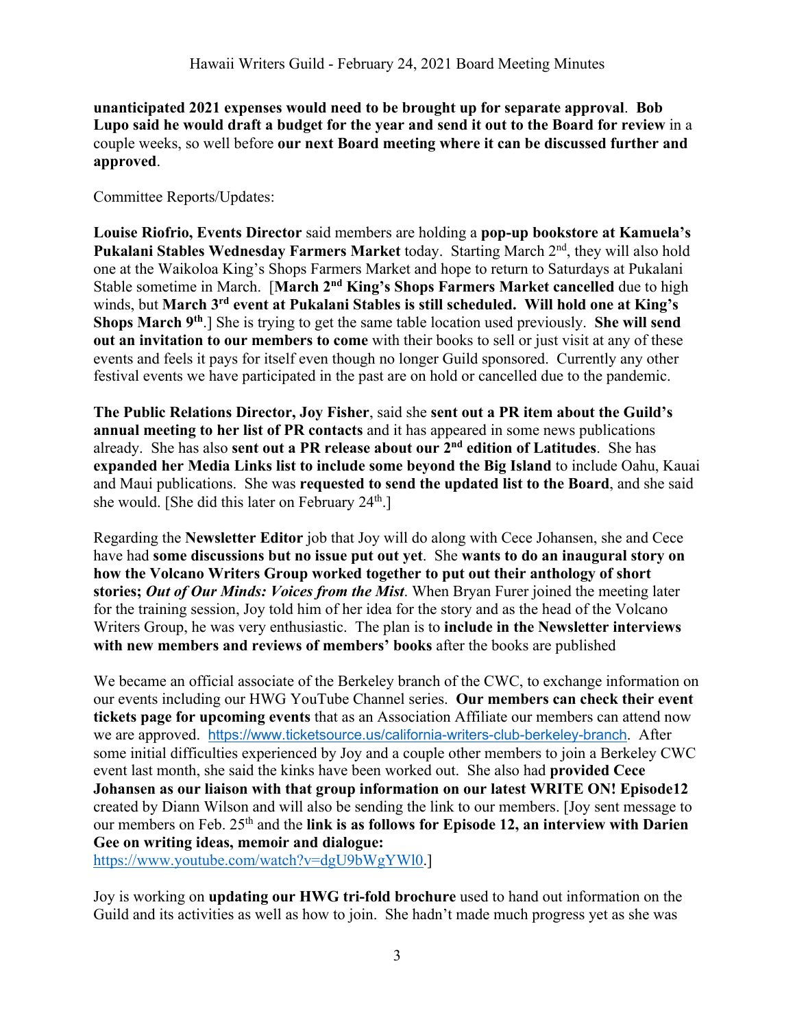**unanticipated 2021 expenses would need to be brought up for separate approval**. **Bob Lupo said he would draft a budget for the year and send it out to the Board for review** in a couple weeks, so well before **our next Board meeting where it can be discussed further and approved**.

Committee Reports/Updates:

**Louise Riofrio, Events Director** said members are holding a **pop-up bookstore at Kamuela's Pukalani Stables Wednesday Farmers Market** today. Starting March 2nd, they will also hold one at the Waikoloa King's Shops Farmers Market and hope to return to Saturdays at Pukalani Stable sometime in March. [**March 2nd King's Shops Farmers Market cancelled** due to high winds, but **March 3rd event at Pukalani Stables is still scheduled. Will hold one at King's Shops March 9th**.] She is trying to get the same table location used previously. **She will send out an invitation to our members to come** with their books to sell or just visit at any of these events and feels it pays for itself even though no longer Guild sponsored. Currently any other festival events we have participated in the past are on hold or cancelled due to the pandemic.

**The Public Relations Director, Joy Fisher**, said she **sent out a PR item about the Guild's annual meeting to her list of PR contacts** and it has appeared in some news publications already. She has also **sent out a PR release about our 2nd edition of Latitudes**. She has **expanded her Media Links list to include some beyond the Big Island** to include Oahu, Kauai and Maui publications. She was **requested to send the updated list to the Board**, and she said she would. [She did this later on February 24th.]

Regarding the **Newsletter Editor** job that Joy will do along with Cece Johansen, she and Cece have had **some discussions but no issue put out yet**. She **wants to do an inaugural story on how the Volcano Writers Group worked together to put out their anthology of short stories; *Out of Our Minds: Voices from the Mist***. When Bryan Furer joined the meeting later for the training session, Joy told him of her idea for the story and as the head of the Volcano Writers Group, he was very enthusiastic. The plan is to **include in the Newsletter interviews with new members and reviews of members' books** after the books are published

We became an official associate of the Berkeley branch of the CWC, to exchange information on our events including our HWG YouTube Channel series. **Our members can check their event tickets page for upcoming events** that as an Association Affiliate our members can attend now we are approved. https://www.ticketsource.us/california-writers-club-berkeley-branch. After some initial difficulties experienced by Joy and a couple other members to join a Berkeley CWC event last month, she said the kinks have been worked out. She also had **provided Cece Johansen as our liaison with that group information on our latest WRITE ON! Episode12** created by Diann Wilson and will also be sending the link to our members. [Joy sent message to our members on Feb. 25th and the **link is as follows for Episode 12, an interview with Darien Gee on writing ideas, memoir and dialogue:** https://www.youtube.com/watch?v=dgU9bWgYWl0.]

Joy is working on **updating our HWG tri-fold brochure** used to hand out information on the Guild and its activities as well as how to join. She hadn't made much progress yet as she was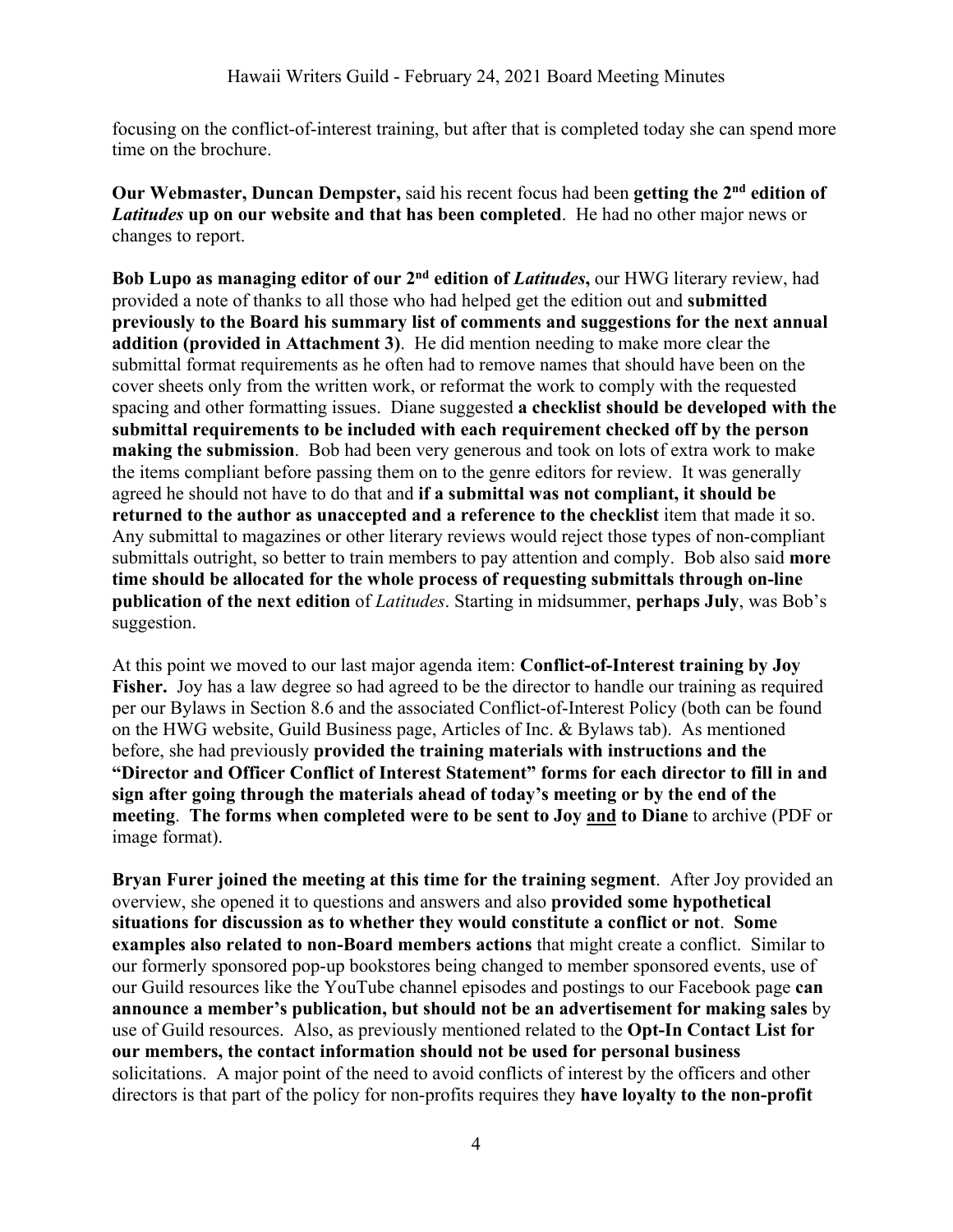focusing on the conflict-of-interest training, but after that is completed today she can spend more time on the brochure.

**Our Webmaster, Duncan Dempster,** said his recent focus had been **getting the 2nd edition of *Latitudes* up on our website and that has been completed**. He had no other major news or changes to report.

**Bob Lupo as managing editor of our 2nd edition of *Latitudes*,** our HWG literary review, had provided a note of thanks to all those who had helped get the edition out and **submitted previously to the Board his summary list of comments and suggestions for the next annual addition (provided in Attachment 3)**. He did mention needing to make more clear the submittal format requirements as he often had to remove names that should have been on the cover sheets only from the written work, or reformat the work to comply with the requested spacing and other formatting issues. Diane suggested **a checklist should be developed with the submittal requirements to be included with each requirement checked off by the person making the submission**. Bob had been very generous and took on lots of extra work to make the items compliant before passing them on to the genre editors for review. It was generally agreed he should not have to do that and **if a submittal was not compliant, it should be returned to the author as unaccepted and a reference to the checklist** item that made it so. Any submittal to magazines or other literary reviews would reject those types of non-compliant submittals outright, so better to train members to pay attention and comply. Bob also said **more time should be allocated for the whole process of requesting submittals through on-line publication of the next edition** of *Latitudes*. Starting in midsummer, **perhaps July**, was Bob's suggestion.

At this point we moved to our last major agenda item: **Conflict-of-Interest training by Joy Fisher.** Joy has a law degree so had agreed to be the director to handle our training as required per our Bylaws in Section 8.6 and the associated Conflict-of-Interest Policy (both can be found on the HWG website, Guild Business page, Articles of Inc. & Bylaws tab). As mentioned before, she had previously **provided the training materials with instructions and the "Director and Officer Conflict of Interest Statement" forms for each director to fill in and sign after going through the materials ahead of today's meeting or by the end of the meeting**. **The forms when completed were to be sent to Joy <u>and</u> to Diane** to archive (PDF or image format).

**Bryan Furer joined the meeting at this time for the training segment**. After Joy provided an overview, she opened it to questions and answers and also **provided some hypothetical situations for discussion as to whether they would constitute a conflict or not**. **Some examples also related to non-Board members actions** that might create a conflict. Similar to our formerly sponsored pop-up bookstores being changed to member sponsored events, use of our Guild resources like the YouTube channel episodes and postings to our Facebook page **can announce a member's publication, but should not be an advertisement for making sales** by use of Guild resources. Also, as previously mentioned related to the **Opt-In Contact List for our members, the contact information should not be used for personal business** solicitations. A major point of the need to avoid conflicts of interest by the officers and other directors is that part of the policy for non-profits requires they **have loyalty to the non-profit**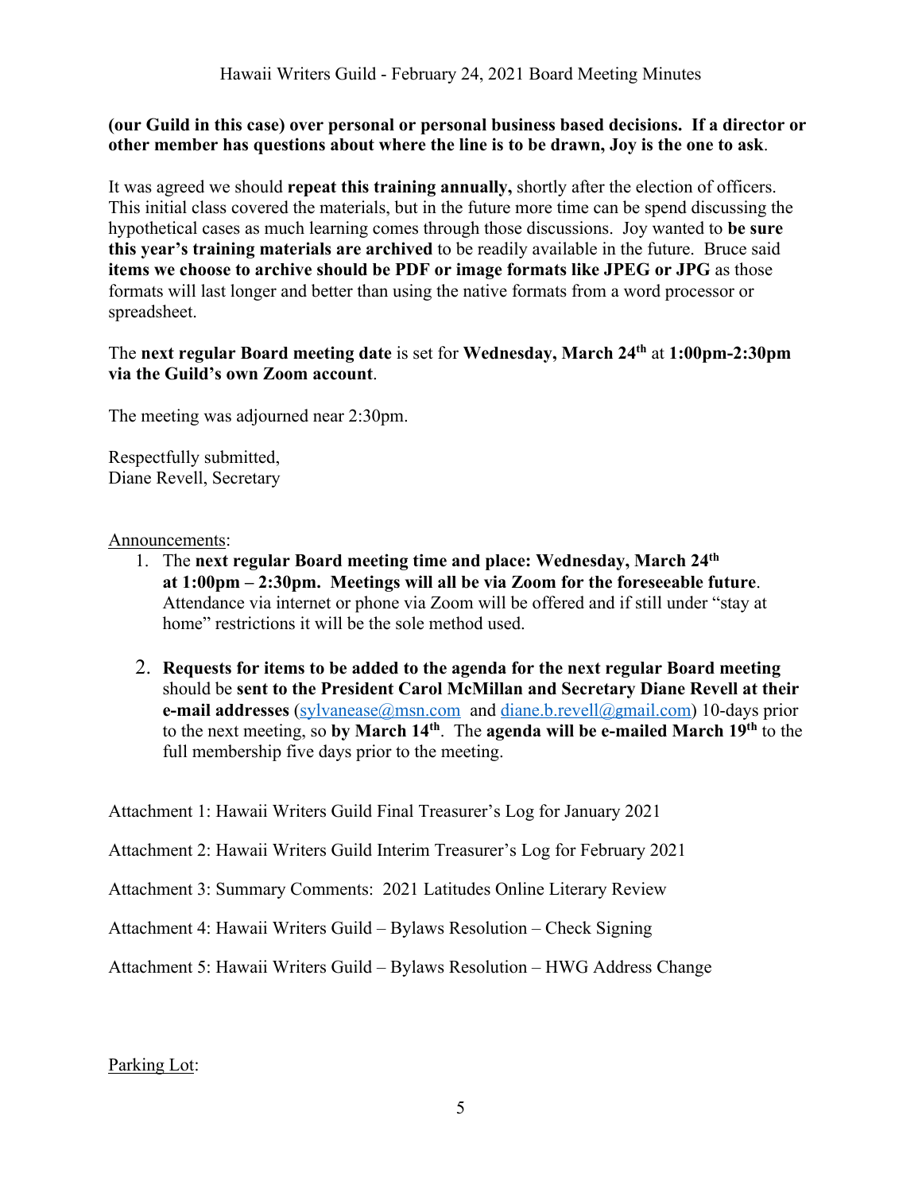**(our Guild in this case) over personal or personal business based decisions. If a director or other member has questions about where the line is to be drawn, Joy is the one to ask**.

It was agreed we should **repeat this training annually,** shortly after the election of officers. This initial class covered the materials, but in the future more time can be spend discussing the hypothetical cases as much learning comes through those discussions. Joy wanted to **be sure this year's training materials are archived** to be readily available in the future. Bruce said **items we choose to archive should be PDF or image formats like JPEG or JPG** as those formats will last longer and better than using the native formats from a word processor or spreadsheet.

The **next regular Board meeting date** is set for **Wednesday, March 24th** at **1:00pm-2:30pm via the Guild's own Zoom account**.

The meeting was adjourned near 2:30pm.

Respectfully submitted,
Diane Revell, Secretary

Announcements:

1. The **next regular Board meeting time and place: Wednesday, March 24th at 1:00pm – 2:30pm. Meetings will all be via Zoom for the foreseeable future**. Attendance via internet or phone via Zoom will be offered and if still under "stay at home" restrictions it will be the sole method used.

2. **Requests for items to be added to the agenda for the next regular Board meeting** should be **sent to the President Carol McMillan and Secretary Diane Revell at their e-mail addresses** (sylvanease@msn.com and diane.b.revell@gmail.com) 10-days prior to the next meeting, so **by March 14th**. The **agenda will be e-mailed March 19th** to the full membership five days prior to the meeting.

Attachment 1: Hawaii Writers Guild Final Treasurer's Log for January 2021

Attachment 2: Hawaii Writers Guild Interim Treasurer's Log for February 2021

Attachment 3: Summary Comments: 2021 Latitudes Online Literary Review

Attachment 4: Hawaii Writers Guild – Bylaws Resolution – Check Signing

Attachment 5: Hawaii Writers Guild – Bylaws Resolution – HWG Address Change

Parking Lot: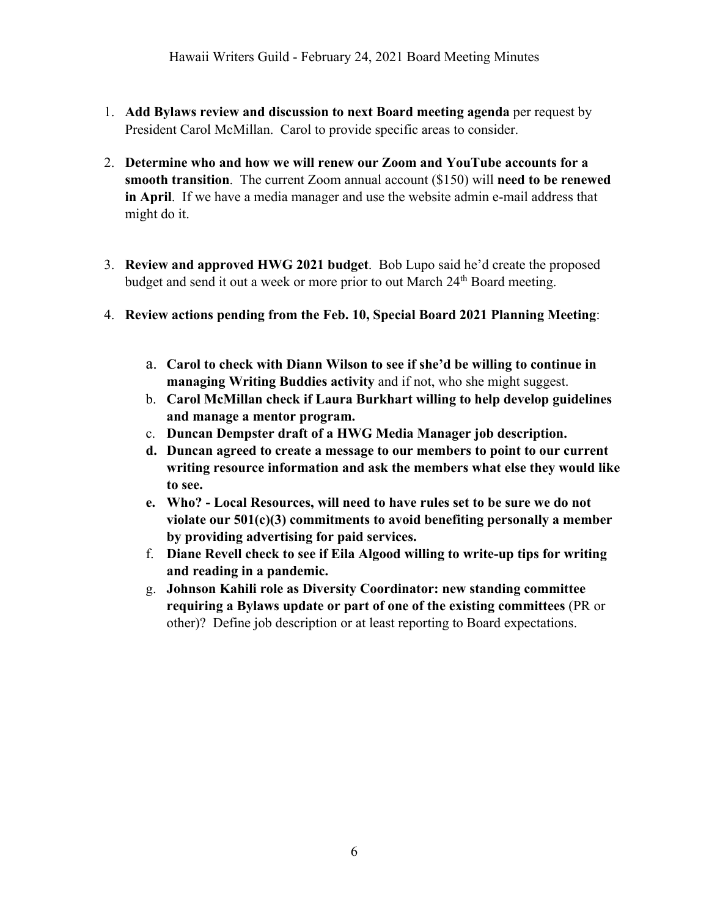1. **Add Bylaws review and discussion to next Board meeting agenda** per request by President Carol McMillan. Carol to provide specific areas to consider.

2. **Determine who and how we will renew our Zoom and YouTube accounts for a smooth transition**. The current Zoom annual account ($150) will **need to be renewed in April**. If we have a media manager and use the website admin e-mail address that might do it.

3. **Review and approved HWG 2021 budget**. Bob Lupo said he'd create the proposed budget and send it out a week or more prior to out March 24th Board meeting.

4. **Review actions pending from the Feb. 10, Special Board 2021 Planning Meeting**:

    a. **Carol to check with Diann Wilson to see if she'd be willing to continue in managing Writing Buddies activity** and if not, who she might suggest.
    b. **Carol McMillan check if Laura Burkhart willing to help develop guidelines and manage a mentor program.**
    c. **Duncan Dempster draft of a HWG Media Manager job description.**
    d. **Duncan agreed to create a message to our members to point to our current writing resource information and ask the members what else they would like to see.**
    e. **Who? - Local Resources, will need to have rules set to be sure we do not violate our 501(c)(3) commitments to avoid benefiting personally a member by providing advertising for paid services.**
    f. **Diane Revell check to see if Eila Algood willing to write-up tips for writing and reading in a pandemic.**
    g. **Johnson Kahili role as Diversity Coordinator: new standing committee requiring a Bylaws update or part of one of the existing committees** (PR or other)? Define job description or at least reporting to Board expectations.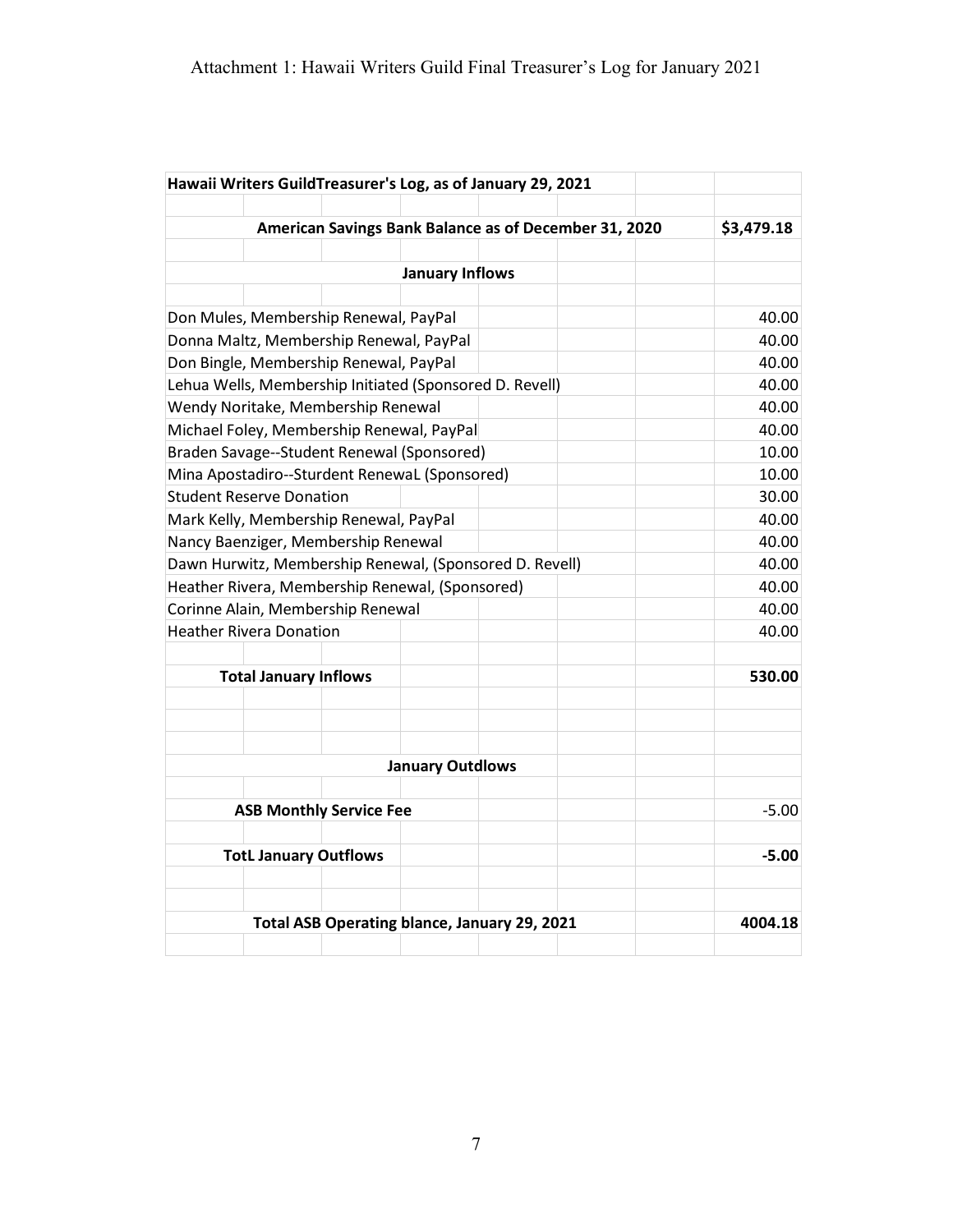Attachment 1: Hawaii Writers Guild Final Treasurer's Log for January 2021

| Hawaii Writers GuildTreasurer's Log, as of January 29, 2021 | |
|---|---|
| **American Savings Bank Balance as of December 31, 2020** | **$3,479.18** |
| | |
| **January Inflows** | |
| | |
| Don Mules, Membership Renewal, PayPal | 40.00 |
| Donna Maltz, Membership Renewal, PayPal | 40.00 |
| Don Bingle, Membership Renewal, PayPal | 40.00 |
| Lehua Wells, Membership Initiated (Sponsored D. Revell) | 40.00 |
| Wendy Noritake, Membership Renewal | 40.00 |
| Michael Foley, Membership Renewal, PayPal | 40.00 |
| Braden Savage--Student Renewal (Sponsored) | 10.00 |
| Mina Apostadiro--Sturdent RenewaL (Sponsored) | 10.00 |
| Student Reserve Donation | 30.00 |
| Mark Kelly, Membership Renewal, PayPal | 40.00 |
| Nancy Baenziger, Membership Renewal | 40.00 |
| Dawn Hurwitz, Membership Renewal, (Sponsored D. Revell) | 40.00 |
| Heather Rivera, Membership Renewal, (Sponsored) | 40.00 |
| Corinne Alain, Membership Renewal | 40.00 |
| Heather Rivera Donation | 40.00 |
| | |
| **Total January Inflows** | **530.00** |
| | |
| **January Outdlows** | |
| | |
| **ASB Monthly Service Fee** | -5.00 |
| | |
| **TotL January Outflows** | **-5.00** |
| | |
| **Total ASB Operating blance, January 29, 2021** | **4004.18** |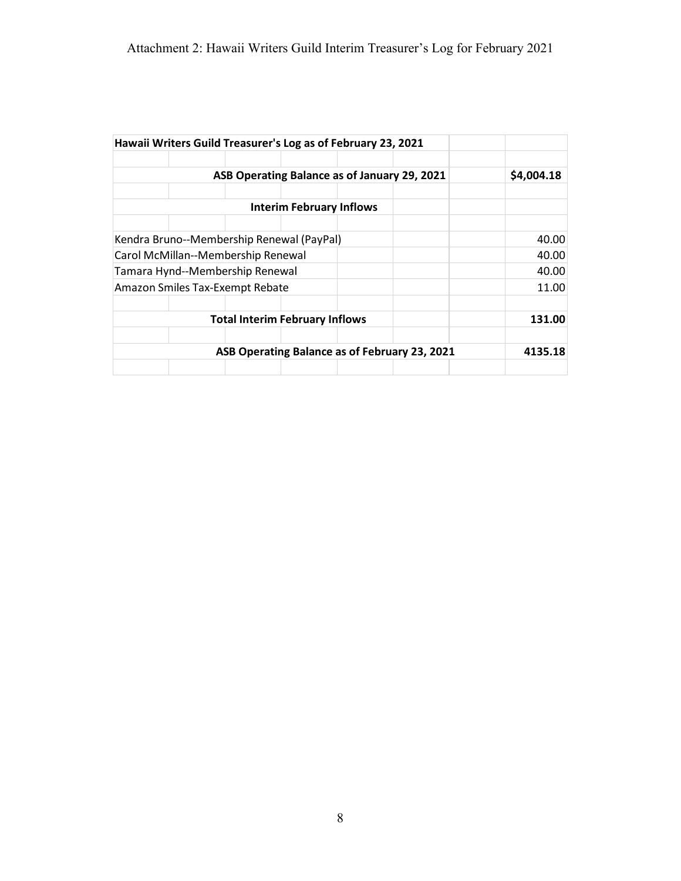Attachment 2: Hawaii Writers Guild Interim Treasurer's Log for February 2021

| Hawaii Writers Guild Treasurer's Log as of February 23, 2021 | |
|---|---|
| | |
| **ASB Operating Balance as of January 29, 2021** | **$4,004.18** |
| | |
| **Interim February Inflows** | |
| | |
| Kendra Bruno--Membership Renewal (PayPal) | 40.00 |
| Carol McMillan--Membership Renewal | 40.00 |
| Tamara Hynd--Membership Renewal | 40.00 |
| Amazon Smiles Tax-Exempt Rebate | 11.00 |
| | |
| **Total Interim February Inflows** | **131.00** |
| | |
| **ASB Operating Balance as of February 23, 2021** | **4135.18** |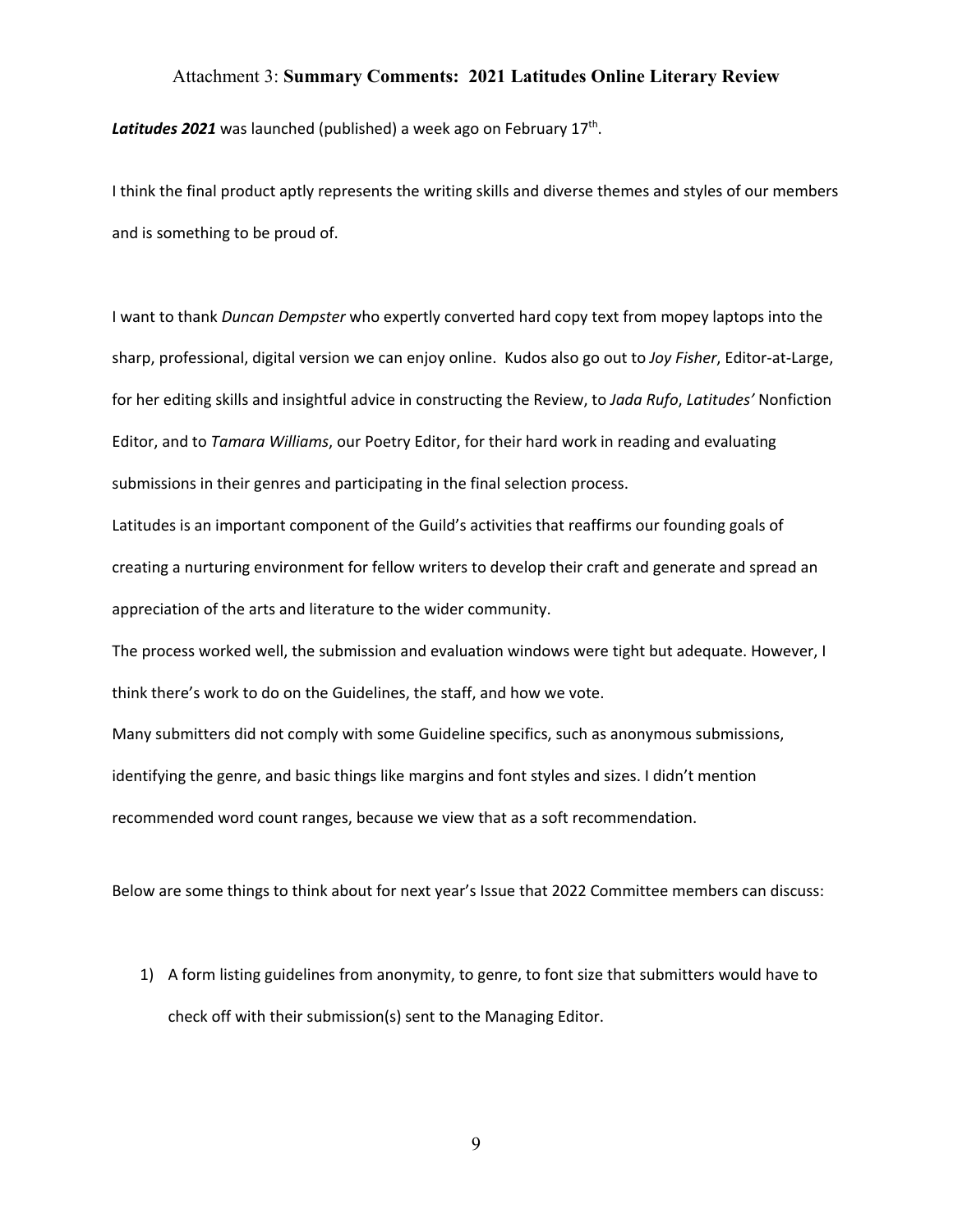# Attachment 3: **Summary Comments: 2021 Latitudes Online Literary Review**

***Latitudes 2021*** was launched (published) a week ago on February 17th.

I think the final product aptly represents the writing skills and diverse themes and styles of our members and is something to be proud of.

I want to thank *Duncan Dempster* who expertly converted hard copy text from mopey laptops into the sharp, professional, digital version we can enjoy online. Kudos also go out to *Joy Fisher*, Editor-at-Large, for her editing skills and insightful advice in constructing the Review, to *Jada Rufo*, *Latitudes'* Nonfiction Editor, and to *Tamara Williams*, our Poetry Editor, for their hard work in reading and evaluating submissions in their genres and participating in the final selection process.

Latitudes is an important component of the Guild's activities that reaffirms our founding goals of creating a nurturing environment for fellow writers to develop their craft and generate and spread an appreciation of the arts and literature to the wider community.

The process worked well, the submission and evaluation windows were tight but adequate. However, I think there's work to do on the Guidelines, the staff, and how we vote.

Many submitters did not comply with some Guideline specifics, such as anonymous submissions, identifying the genre, and basic things like margins and font styles and sizes. I didn't mention recommended word count ranges, because we view that as a soft recommendation.

Below are some things to think about for next year's Issue that 2022 Committee members can discuss:

1) A form listing guidelines from anonymity, to genre, to font size that submitters would have to check off with their submission(s) sent to the Managing Editor.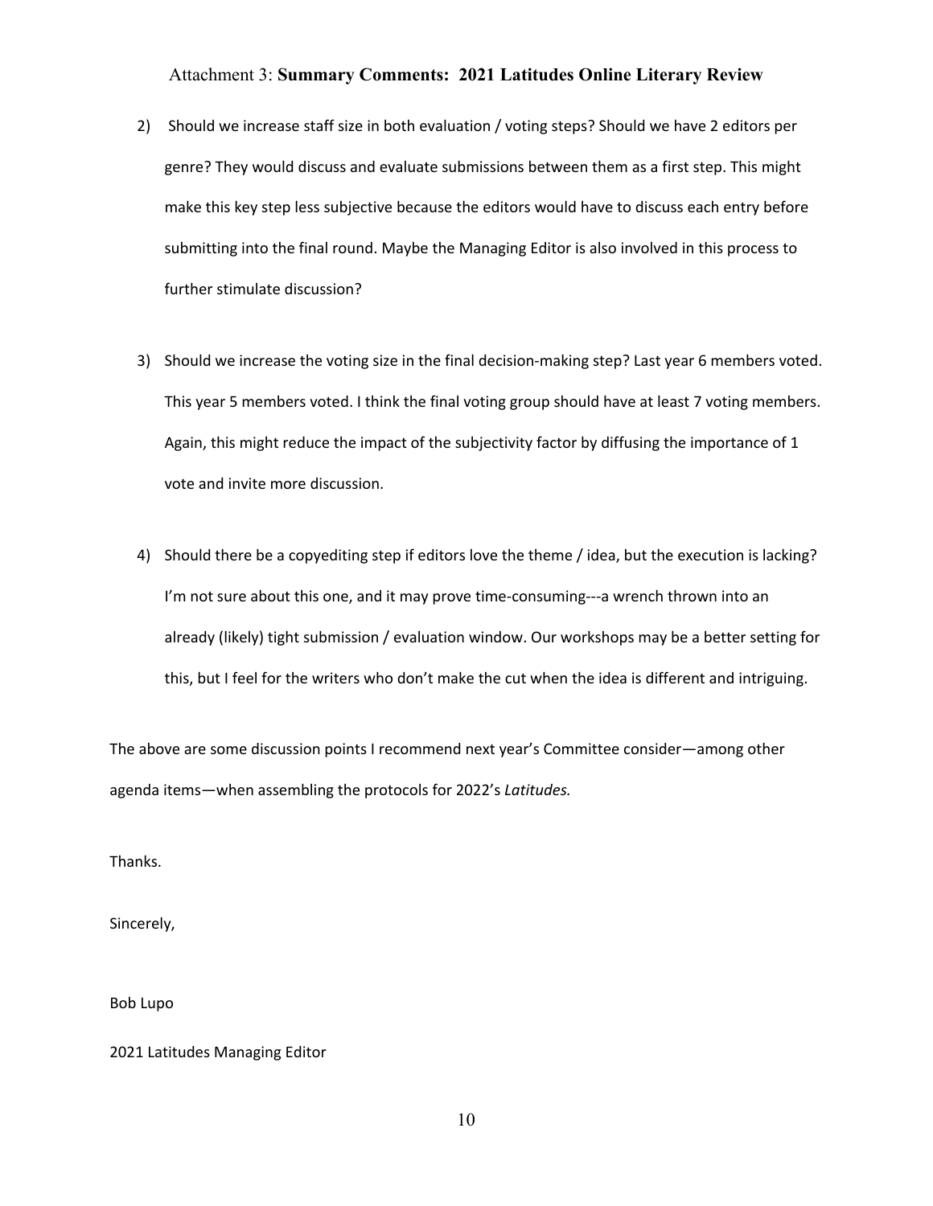Attachment 3: **Summary Comments: 2021 Latitudes Online Literary Review**

2) Should we increase staff size in both evaluation / voting steps? Should we have 2 editors per genre? They would discuss and evaluate submissions between them as a first step. This might make this key step less subjective because the editors would have to discuss each entry before submitting into the final round. Maybe the Managing Editor is also involved in this process to further stimulate discussion?

3) Should we increase the voting size in the final decision-making step? Last year 6 members voted. This year 5 members voted. I think the final voting group should have at least 7 voting members. Again, this might reduce the impact of the subjectivity factor by diffusing the importance of 1 vote and invite more discussion.

4) Should there be a copyediting step if editors love the theme / idea, but the execution is lacking? I'm not sure about this one, and it may prove time-consuming---a wrench thrown into an already (likely) tight submission / evaluation window. Our workshops may be a better setting for this, but I feel for the writers who don't make the cut when the idea is different and intriguing.

The above are some discussion points I recommend next year's Committee consider—among other agenda items—when assembling the protocols for 2022's *Latitudes.*

Thanks.

Sincerely,

Bob Lupo

2021 Latitudes Managing Editor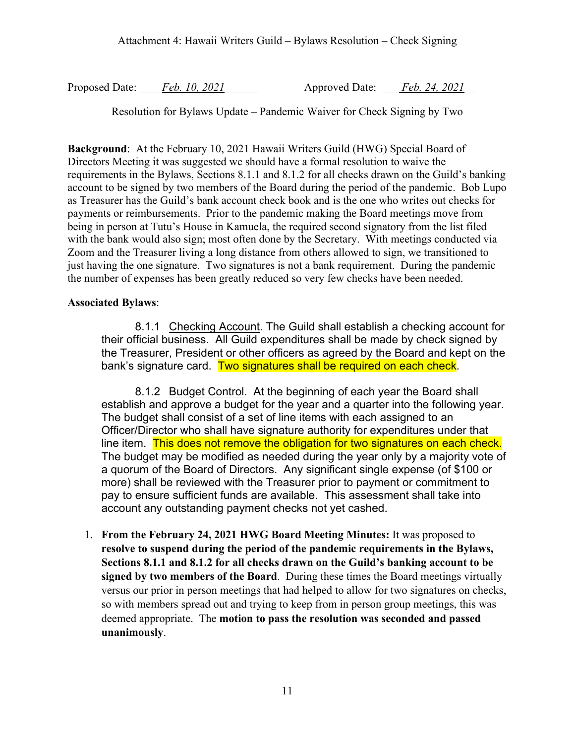Attachment 4: Hawaii Writers Guild – Bylaws Resolution – Check Signing

Proposed Date: *Feb. 10, 2021* Approved Date: *Feb. 24, 2021*

Resolution for Bylaws Update – Pandemic Waiver for Check Signing by Two

**Background**: At the February 10, 2021 Hawaii Writers Guild (HWG) Special Board of Directors Meeting it was suggested we should have a formal resolution to waive the requirements in the Bylaws, Sections 8.1.1 and 8.1.2 for all checks drawn on the Guild's banking account to be signed by two members of the Board during the period of the pandemic. Bob Lupo as Treasurer has the Guild's bank account check book and is the one who writes out checks for payments or reimbursements. Prior to the pandemic making the Board meetings move from being in person at Tutu's House in Kamuela, the required second signatory from the list filed with the bank would also sign; most often done by the Secretary. With meetings conducted via Zoom and the Treasurer living a long distance from others allowed to sign, we transitioned to just having the one signature. Two signatures is not a bank requirement. During the pandemic the number of expenses has been greatly reduced so very few checks have been needed.

**Associated Bylaws**:

> 8.1.1 Checking Account. The Guild shall establish a checking account for their official business. All Guild expenditures shall be made by check signed by the Treasurer, President or other officers as agreed by the Board and kept on the bank's signature card. Two signatures shall be required on each check.
>
> 8.1.2 Budget Control. At the beginning of each year the Board shall establish and approve a budget for the year and a quarter into the following year. The budget shall consist of a set of line items with each assigned to an Officer/Director who shall have signature authority for expenditures under that line item. This does not remove the obligation for two signatures on each check. The budget may be modified as needed during the year only by a majority vote of a quorum of the Board of Directors. Any significant single expense (of $100 or more) shall be reviewed with the Treasurer prior to payment or commitment to pay to ensure sufficient funds are available. This assessment shall take into account any outstanding payment checks not yet cashed.

1. **From the February 24, 2021 HWG Board Meeting Minutes:** It was proposed to **resolve to suspend during the period of the pandemic requirements in the Bylaws, Sections 8.1.1 and 8.1.2 for all checks drawn on the Guild's banking account to be signed by two members of the Board**. During these times the Board meetings virtually versus our prior in person meetings that had helped to allow for two signatures on checks, so with members spread out and trying to keep from in person group meetings, this was deemed appropriate. The **motion to pass the resolution was seconded and passed unanimously**.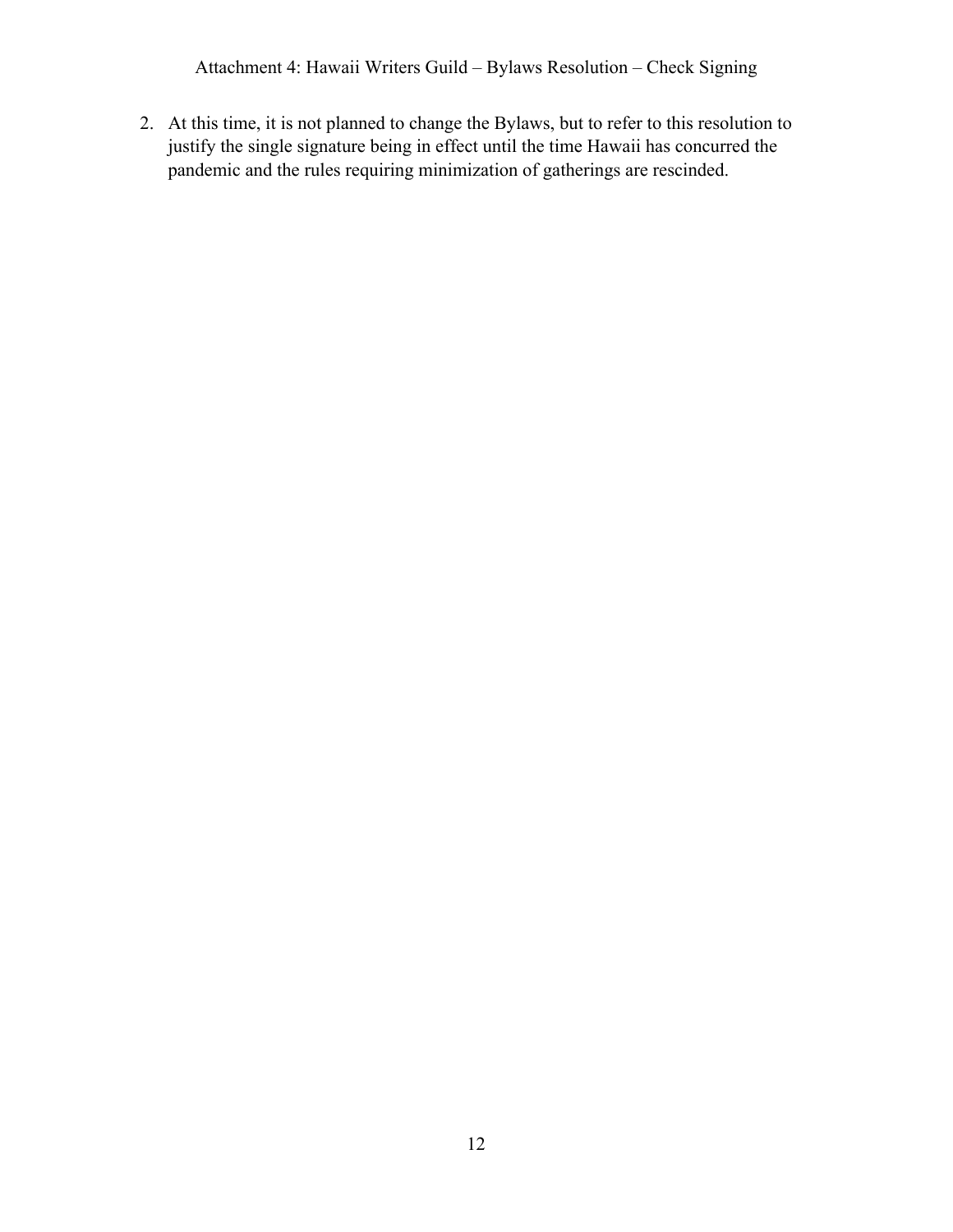2. At this time, it is not planned to change the Bylaws, but to refer to this resolution to justify the single signature being in effect until the time Hawaii has concurred the pandemic and the rules requiring minimization of gatherings are rescinded.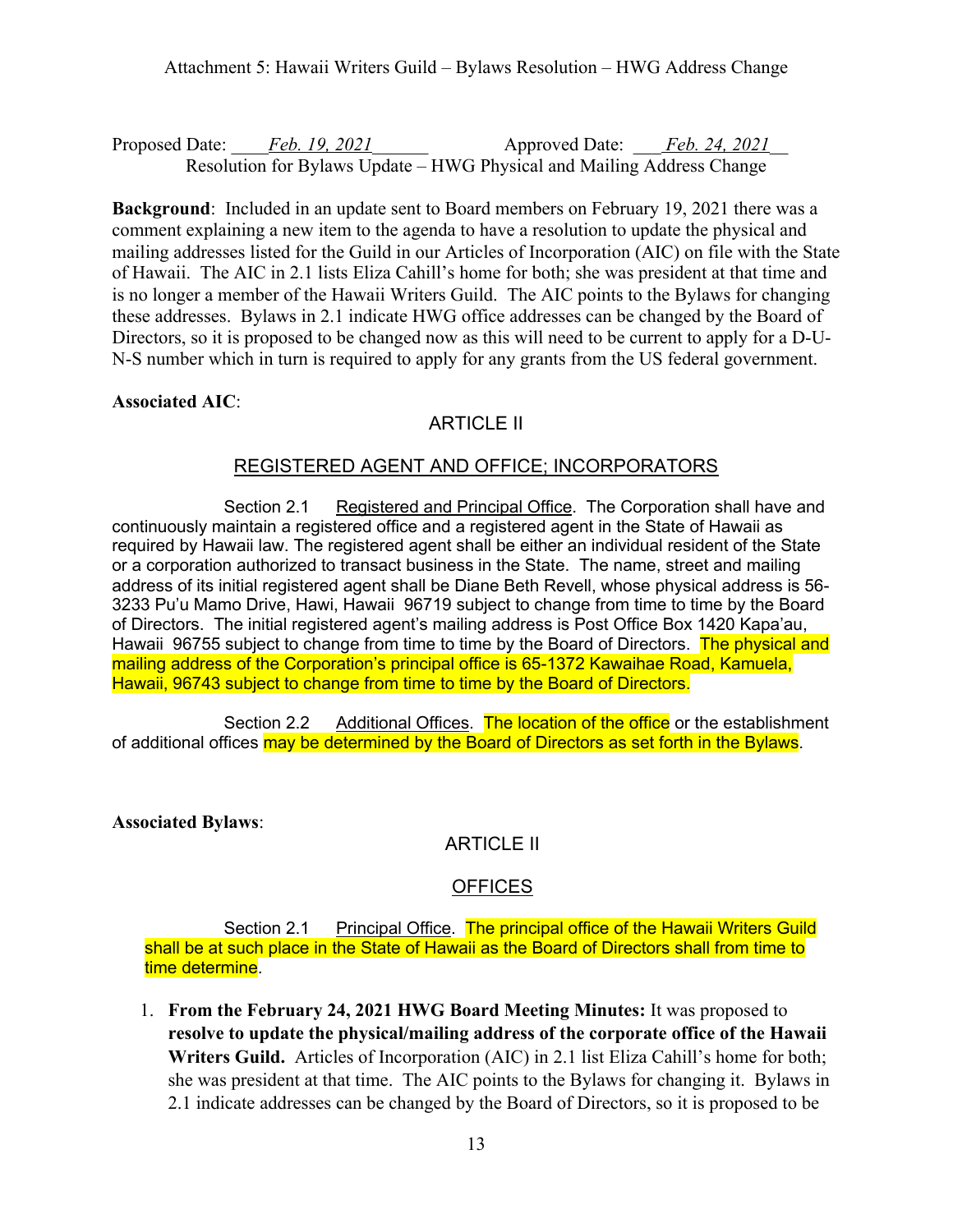Proposed Date: *Feb. 19, 2021* Approved Date: *Feb. 24, 2021*

Resolution for Bylaws Update – HWG Physical and Mailing Address Change

**Background**: Included in an update sent to Board members on February 19, 2021 there was a comment explaining a new item to the agenda to have a resolution to update the physical and mailing addresses listed for the Guild in our Articles of Incorporation (AIC) on file with the State of Hawaii. The AIC in 2.1 lists Eliza Cahill's home for both; she was president at that time and is no longer a member of the Hawaii Writers Guild. The AIC points to the Bylaws for changing these addresses. Bylaws in 2.1 indicate HWG office addresses can be changed by the Board of Directors, so it is proposed to be changed now as this will need to be current to apply for a D-U-N-S number which in turn is required to apply for any grants from the US federal government.

**Associated AIC**:

ARTICLE II

REGISTERED AGENT AND OFFICE; INCORPORATORS

Section 2.1 Registered and Principal Office. The Corporation shall have and continuously maintain a registered office and a registered agent in the State of Hawaii as required by Hawaii law. The registered agent shall be either an individual resident of the State or a corporation authorized to transact business in the State. The name, street and mailing address of its initial registered agent shall be Diane Beth Revell, whose physical address is 56-3233 Pu'u Mamo Drive, Hawi, Hawaii 96719 subject to change from time to time by the Board of Directors. The initial registered agent's mailing address is Post Office Box 1420 Kapa'au, Hawaii 96755 subject to change from time to time by the Board of Directors. The physical and mailing address of the Corporation's principal office is 65-1372 Kawaihae Road, Kamuela, Hawaii, 96743 subject to change from time to time by the Board of Directors.

Section 2.2 Additional Offices. The location of the office or the establishment of additional offices may be determined by the Board of Directors as set forth in the Bylaws.

**Associated Bylaws**:

ARTICLE II

OFFICES

Section 2.1 Principal Office. The principal office of the Hawaii Writers Guild shall be at such place in the State of Hawaii as the Board of Directors shall from time to time determine.

1. **From the February 24, 2021 HWG Board Meeting Minutes:** It was proposed to **resolve to update the physical/mailing address of the corporate office of the Hawaii Writers Guild.** Articles of Incorporation (AIC) in 2.1 list Eliza Cahill's home for both; she was president at that time. The AIC points to the Bylaws for changing it. Bylaws in 2.1 indicate addresses can be changed by the Board of Directors, so it is proposed to be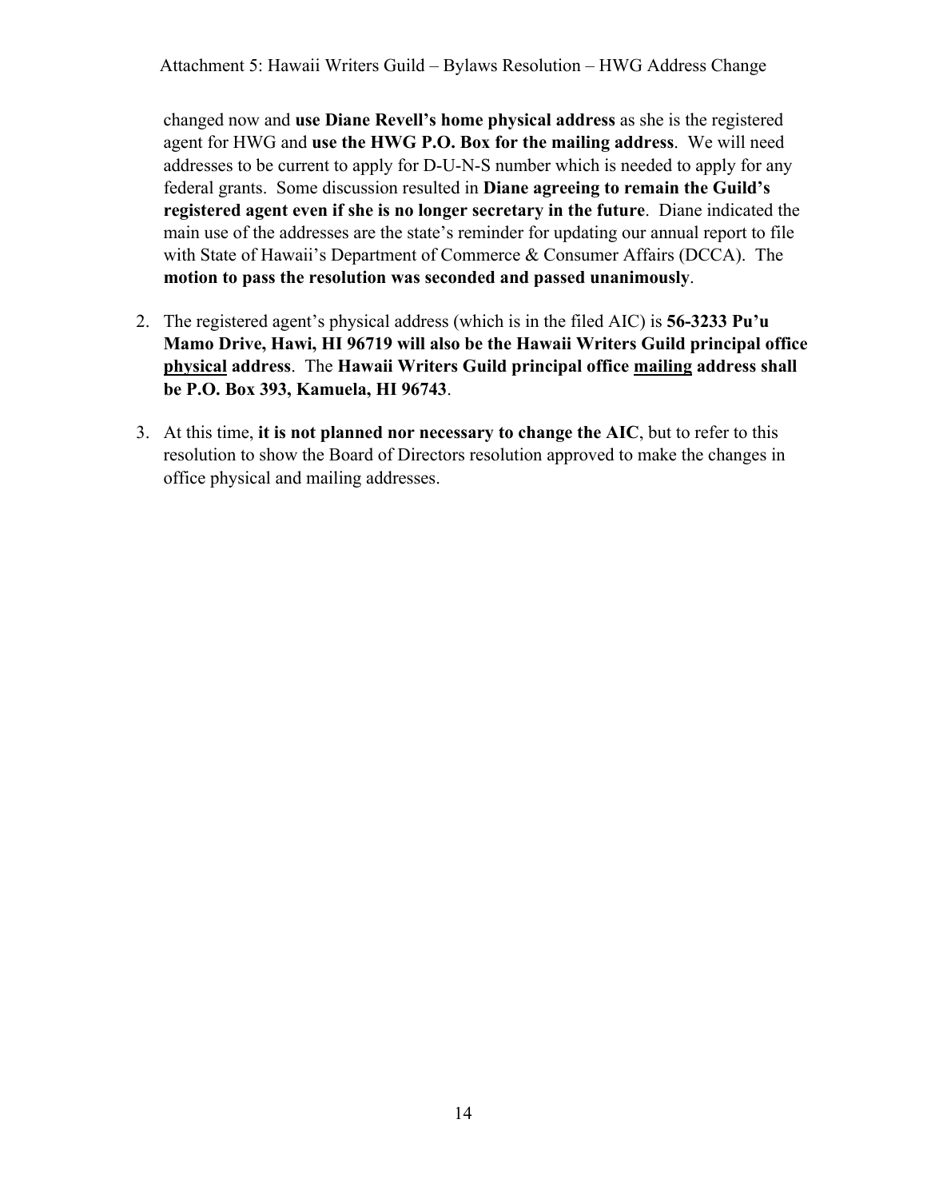changed now and **use Diane Revell's home physical address** as she is the registered agent for HWG and **use the HWG P.O. Box for the mailing address**. We will need addresses to be current to apply for D-U-N-S number which is needed to apply for any federal grants. Some discussion resulted in **Diane agreeing to remain the Guild's registered agent even if she is no longer secretary in the future**. Diane indicated the main use of the addresses are the state's reminder for updating our annual report to file with State of Hawaii's Department of Commerce & Consumer Affairs (DCCA). The **motion to pass the resolution was seconded and passed unanimously**.

2. The registered agent's physical address (which is in the filed AIC) is **56-3233 Pu'u Mamo Drive, Hawi, HI 96719 will also be the Hawaii Writers Guild principal office <u>physical</u> address**. The **Hawaii Writers Guild principal office <u>mailing</u> address shall be P.O. Box 393, Kamuela, HI 96743**.

3. At this time, **it is not planned nor necessary to change the AIC**, but to refer to this resolution to show the Board of Directors resolution approved to make the changes in office physical and mailing addresses.